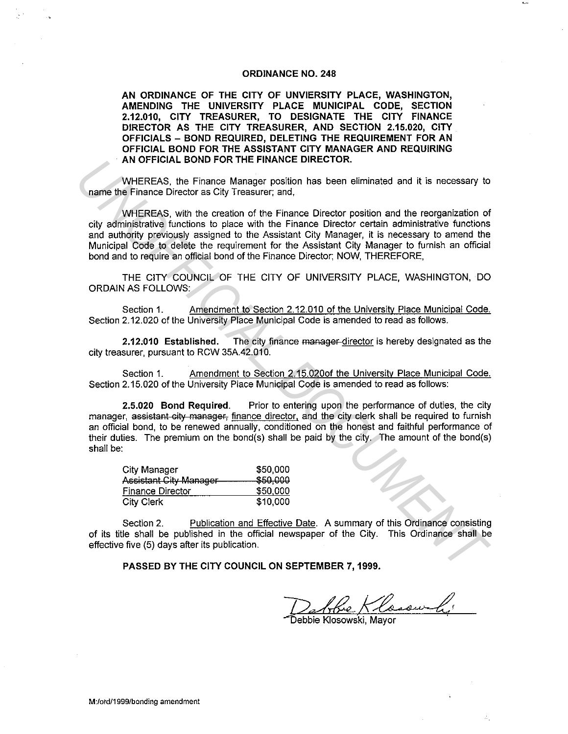# ORDINANCE NO. 248

**AN ORDINANCE OF THE CITY OF UNVIERSITY PLACE, WASHINGTON, AMENDING THE UNIVERSITY PLACE MUNICIPAL CODE, SECTION 2.12.010, CITY TREASURER, TO DESIGNATE THE CITY FINANCE DIRECTOR AS THE CITY TREASURER, AND SECTION 2.15.020, CITY OFFICIALS – BOND REQUIRED, DELETING THE REQUIREMENT FOR AN OFFICIAL BOND FOR THE ASSISTANT CITY MANAGER AND REQUIRING AN OFFICIAL BOND FOR THE FINANCE DIRECTOR.**

WHEREAS, the Finance Manager position has been eliminated and it is necessary to name the Finance Director as City Treasurer; and,

WHEREAS, with the creation of the Finance Director position and the reorganization of city administrative functions to place with the Finance Director certain administrative functions and authority previously assigned to the Assistant City Manager, it is necessary to amend the Municipal Code to delete the requirement for the Assistant City Manager to furnish an official bond and to require an official bond of the Finance Director; NOW, THEREFORE,

THE CITY COUNCIL OF THE CITY OF UNIVERSITY PLACE, WASHINGTON, DO ORDAIN AS FOLLOWS:

Section 1. <u>Amendment to Section 2.12.010 of the University Place Municipal Code.</u> Section 2.12.020 of the University Place Municipal Code is amended to read as follows.

**2.12.010 Established.** The city finance ~~manager~~ <u>director</u> is hereby designated as the city treasurer, pursuant to RCW 35A.42.010.

Section 1. <u>Amendment to Section 2.15.020of the University Place Municipal Code.</u> Section 2.15.020 of the University Place Municipal Code is amended to read as follows:

**2.5.020 Bond Required.** Prior to entering upon the performance of duties, the city manager, ~~assistant city manager,~~ <u>finance director,</u> and the city clerk shall be required to furnish an official bond, to be renewed annually, conditioned on the honest and faithful performance of their duties. The premium on the bond(s) shall be paid by the city. The amount of the bond(s) shall be:

| | |
|---|---|
| City Manager | $50,000 |
| ~~Assistant City Manager~~ | ~~$50,000~~ |
| <u>Finance Director</u> | <u>$50,000</u> |
| City Clerk | $10,000 |

Section 2. <u>Publication and Effective Date</u>. A summary of this Ordinance consisting of its title shall be published in the official newspaper of the City. This Ordinance shall be effective five (5) days after its publication.

**PASSED BY THE CITY COUNCIL ON SEPTEMBER 7, 1999.**

Debbie Klosowski, Mayor

M:/ord/1999/bonding amendment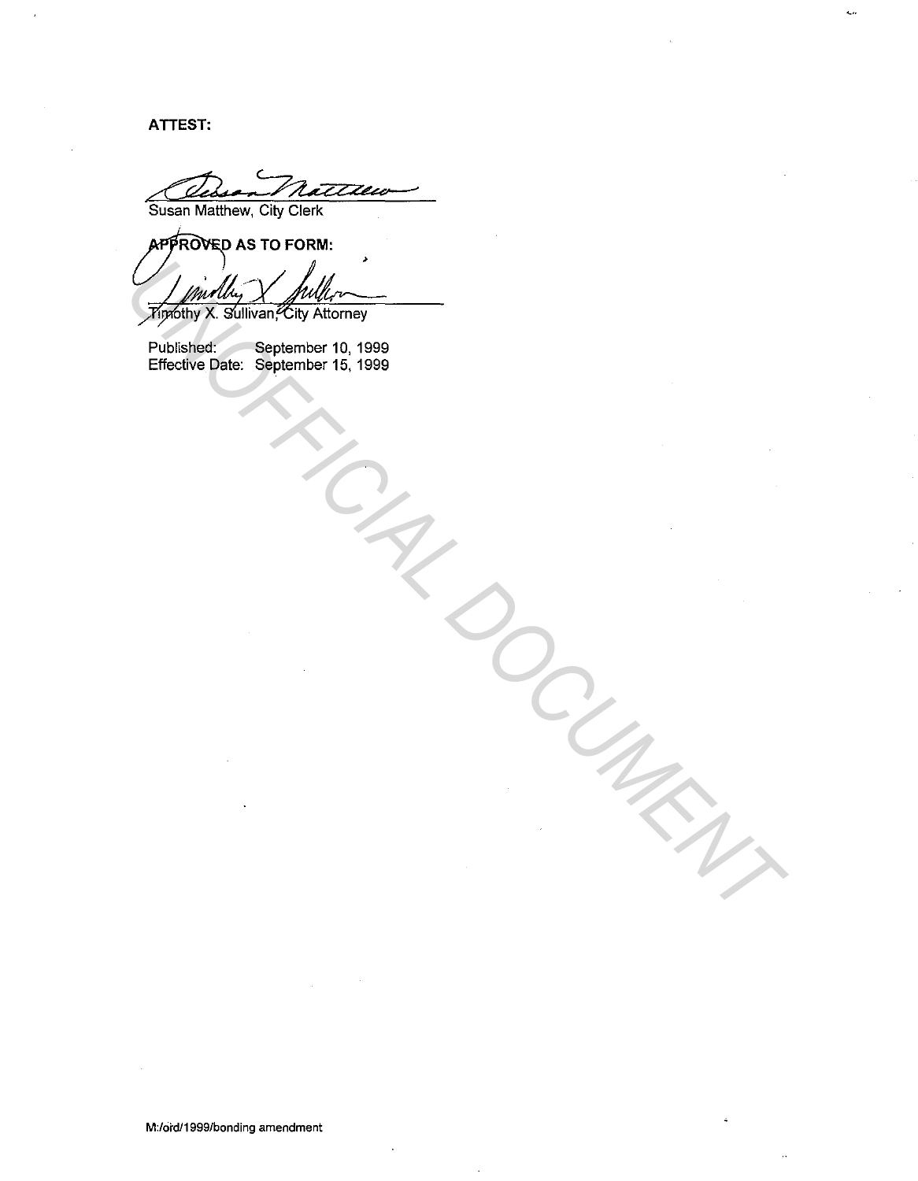**ATTEST:**

Susan Matthew, City Clerk

**APPROVED AS TO FORM:**

Timothy X. Sullivan, City Attorney

Published: September 10, 1999
Effective Date: September 15, 1999

UNOFFICIAL DOCUMENT

M:/ord/1999/bonding amendment